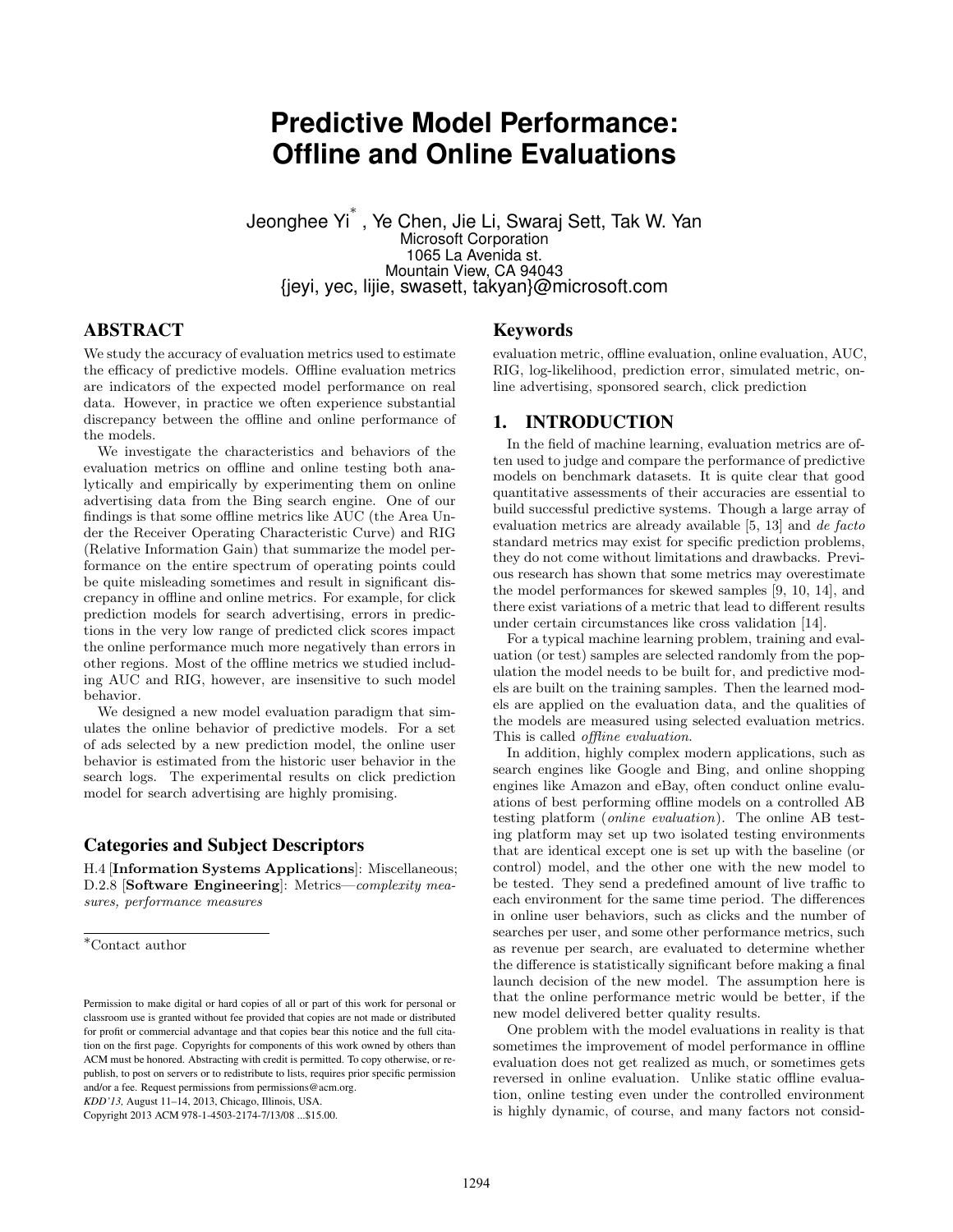# Predictive Model Performance: Offline and Online Evaluations

Jeonghee Yi[*], Ye Chen, Jie Li, Swaraj Sett, Tak W. Yan
Microsoft Corporation
1065 La Avenida st.
Mountain View, CA 94043
{jeyi, yec, lijie, swasett, takyan}@microsoft.com

## ABSTRACT

We study the accuracy of evaluation metrics used to estimate the efficacy of predictive models. Offline evaluation metrics are indicators of the expected model performance on real data. However, in practice we often experience substantial discrepancy between the offline and online performance of the models.

We investigate the characteristics and behaviors of the evaluation metrics on offline and online testing both analytically and empirically by experimenting them on online advertising data from the Bing search engine. One of our findings is that some offline metrics like AUC (the Area Under the Receiver Operating Characteristic Curve) and RIG (Relative Information Gain) that summarize the model performance on the entire spectrum of operating points could be quite misleading sometimes and result in significant discrepancy in offline and online metrics. For example, for click prediction models for search advertising, errors in predictions in the very low range of predicted click scores impact the online performance much more negatively than errors in other regions. Most of the offline metrics we studied including AUC and RIG, however, are insensitive to such model behavior.

We designed a new model evaluation paradigm that simulates the online behavior of predictive models. For a set of ads selected by a new prediction model, the online user behavior is estimated from the historic user behavior in the search logs. The experimental results on click prediction model for search advertising are highly promising.

### Categories and Subject Descriptors

H.4 [**Information Systems Applications**]: Miscellaneous; D.2.8 [**Software Engineering**]: Metrics—*complexity measures, performance measures*

[*]Contact author

Permission to make digital or hard copies of all or part of this work for personal or classroom use is granted without fee provided that copies are not made or distributed for profit or commercial advantage and that copies bear this notice and the full citation on the first page. Copyrights for components of this work owned by others than ACM must be honored. Abstracting with credit is permitted. To copy otherwise, or republish, to post on servers or to redistribute to lists, requires prior specific permission and/or a fee. Request permissions from permissions@acm.org.
*KDD'13,* August 11–14, 2013, Chicago, Illinois, USA.
Copyright 2013 ACM 978-1-4503-2174-7/13/08 ...$15.00.

### Keywords

evaluation metric, offline evaluation, online evaluation, AUC, RIG, log-likelihood, prediction error, simulated metric, online advertising, sponsored search, click prediction

## 1. INTRODUCTION

In the field of machine learning, evaluation metrics are often used to judge and compare the performance of predictive models on benchmark datasets. It is quite clear that good quantitative assessments of their accuracies are essential to build successful predictive systems. Though a large array of evaluation metrics are already available [5, 13] and *de facto* standard metrics may exist for specific prediction problems, they do not come without limitations and drawbacks. Previous research has shown that some metrics may overestimate the model performances for skewed samples [9, 10, 14], and there exist variations of a metric that lead to different results under certain circumstances like cross validation [14].

For a typical machine learning problem, training and evaluation (or test) samples are selected randomly from the population the model needs to be built for, and predictive models are built on the training samples. Then the learned models are applied on the evaluation data, and the qualities of the models are measured using selected evaluation metrics. This is called *offline evaluation*.

In addition, highly complex modern applications, such as search engines like Google and Bing, and online shopping engines like Amazon and eBay, often conduct online evaluations of best performing offline models on a controlled AB testing platform (*online evaluation*). The online AB testing platform may set up two isolated testing environments that are identical except one is set up with the baseline (or control) model, and the other one with the new model to be tested. They send a predefined amount of live traffic to each environment for the same time period. The differences in online user behaviors, such as clicks and the number of searches per user, and some other performance metrics, such as revenue per search, are evaluated to determine whether the difference is statistically significant before making a final launch decision of the new model. The assumption here is that the online performance metric would be better, if the new model delivered better quality results.

One problem with the model evaluations in reality is that sometimes the improvement of model performance in offline evaluation does not get realized as much, or sometimes gets reversed in online evaluation. Unlike static offline evaluation, online testing even under the controlled environment is highly dynamic, of course, and many factors not consid-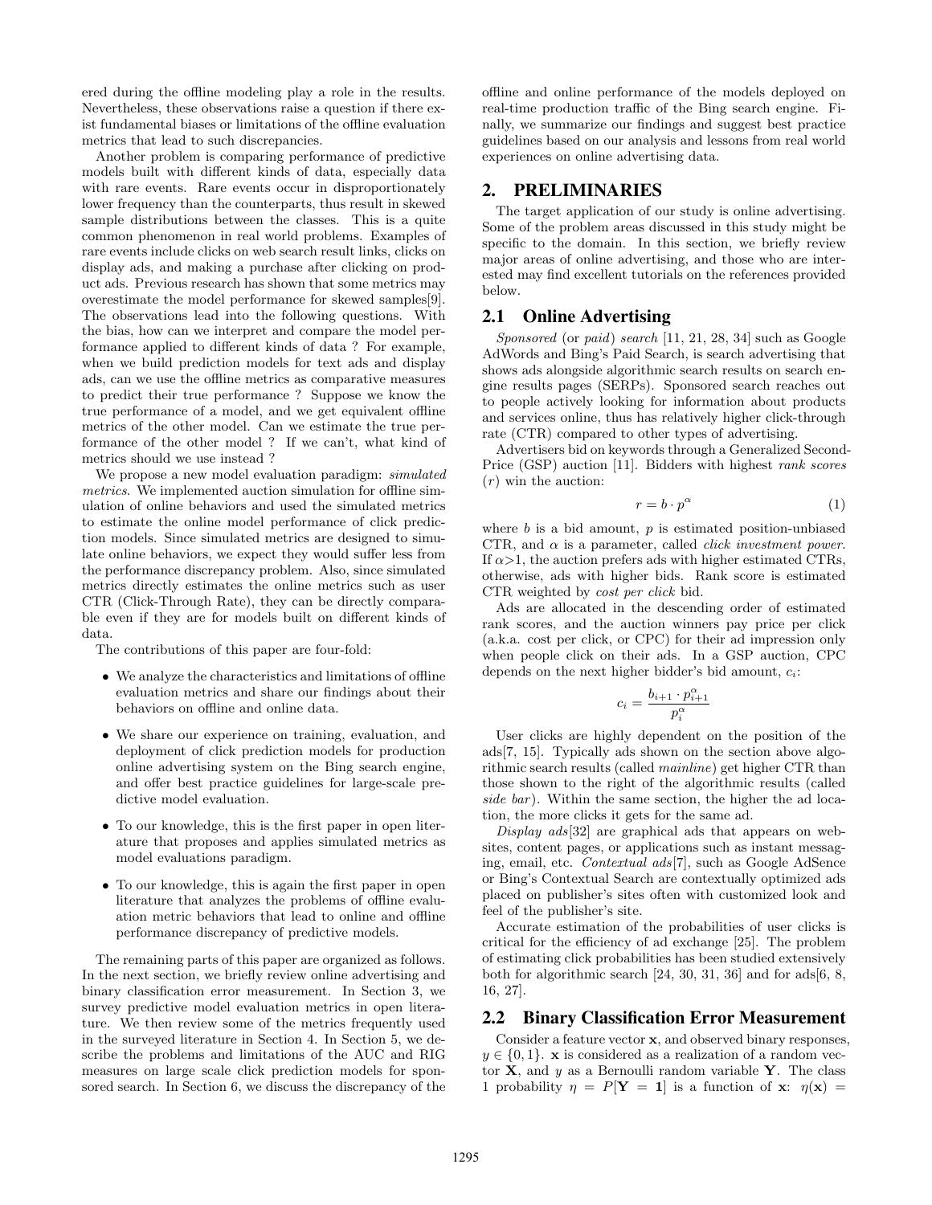ered during the offline modeling play a role in the results. Nevertheless, these observations raise a question if there exist fundamental biases or limitations of the offline evaluation metrics that lead to such discrepancies.

Another problem is comparing performance of predictive models built with different kinds of data, especially data with rare events. Rare events occur in disproportionately lower frequency than the counterparts, thus result in skewed sample distributions between the classes. This is a quite common phenomenon in real world problems. Examples of rare events include clicks on web search result links, clicks on display ads, and making a purchase after clicking on product ads. Previous research has shown that some metrics may overestimate the model performance for skewed samples[9]. The observations lead into the following questions. With the bias, how can we interpret and compare the model performance applied to different kinds of data ? For example, when we build prediction models for text ads and display ads, can we use the offline metrics as comparative measures to predict their true performance ? Suppose we know the true performance of a model, and we get equivalent offline metrics of the other model. Can we estimate the true performance of the other model ? If we can't, what kind of metrics should we use instead ?

We propose a new model evaluation paradigm: *simulated metrics*. We implemented auction simulation for offline simulation of online behaviors and used the simulated metrics to estimate the online model performance of click prediction models. Since simulated metrics are designed to simulate online behaviors, we expect they would suffer less from the performance discrepancy problem. Also, since simulated metrics directly estimates the online metrics such as user CTR (Click-Through Rate), they can be directly comparable even if they are for models built on different kinds of data.

The contributions of this paper are four-fold:

- We analyze the characteristics and limitations of offline evaluation metrics and share our findings about their behaviors on offline and online data.
- We share our experience on training, evaluation, and deployment of click prediction models for production online advertising system on the Bing search engine, and offer best practice guidelines for large-scale predictive model evaluation.
- To our knowledge, this is the first paper in open literature that proposes and applies simulated metrics as model evaluations paradigm.
- To our knowledge, this is again the first paper in open literature that analyzes the problems of offline evaluation metric behaviors that lead to online and offline performance discrepancy of predictive models.

The remaining parts of this paper are organized as follows. In the next section, we briefly review online advertising and binary classification error measurement. In Section 3, we survey predictive model evaluation metrics in open literature. We then review some of the metrics frequently used in the surveyed literature in Section 4. In Section 5, we describe the problems and limitations of the AUC and RIG measures on large scale click prediction models for sponsored search. In Section 6, we discuss the discrepancy of the offline and online performance of the models deployed on real-time production traffic of the Bing search engine. Finally, we summarize our findings and suggest best practice guidelines based on our analysis and lessons from real world experiences on online advertising data.

## 2. PRELIMINARIES

The target application of our study is online advertising. Some of the problem areas discussed in this study might be specific to the domain. In this section, we briefly review major areas of online advertising, and those who are interested may find excellent tutorials on the references provided below.

### 2.1 Online Advertising

*Sponsored* (or *paid*) *search* [11, 21, 28, 34] such as Google AdWords and Bing's Paid Search, is search advertising that shows ads alongside algorithmic search results on search engine results pages (SERPs). Sponsored search reaches out to people actively looking for information about products and services online, thus has relatively higher click-through rate (CTR) compared to other types of advertising.

Advertisers bid on keywords through a Generalized Second-Price (GSP) auction [11]. Bidders with highest *rank scores* ($r$) win the auction:

$$r = b \cdot p^{\alpha} \tag{1}$$

where $b$ is a bid amount, $p$ is estimated position-unbiased CTR, and $\alpha$ is a parameter, called *click investment power*. If $\alpha > 1$, the auction prefers ads with higher estimated CTRs, otherwise, ads with higher bids. Rank score is estimated CTR weighted by *cost per click* bid.

Ads are allocated in the descending order of estimated rank scores, and the auction winners pay price per click (a.k.a. cost per click, or CPC) for their ad impression only when people click on their ads. In a GSP auction, CPC depends on the next higher bidder's bid amount, $c_i$:

$$c_i = \frac{b_{i+1} \cdot p_{i+1}^{\alpha}}{p_i^{\alpha}}$$

User clicks are highly dependent on the position of the ads[7, 15]. Typically ads shown on the section above algorithmic search results (called *mainline*) get higher CTR than those shown to the right of the algorithmic results (called *side bar*). Within the same section, the higher the ad location, the more clicks it gets for the same ad.

*Display ads*[32] are graphical ads that appears on websites, content pages, or applications such as instant messaging, email, etc. *Contextual ads*[7], such as Google AdSence or Bing's Contextual Search are contextually optimized ads placed on publisher's sites often with customized look and feel of the publisher's site.

Accurate estimation of the probabilities of user clicks is critical for the efficiency of ad exchange [25]. The problem of estimating click probabilities has been studied extensively both for algorithmic search [24, 30, 31, 36] and for ads[6, 8, 16, 27].

### 2.2 Binary Classification Error Measurement

Consider a feature vector $\mathbf{x}$, and observed binary responses, $y \in \{0, 1\}$. $\mathbf{x}$ is considered as a realization of a random vector $\mathbf{X}$, and $y$ as a Bernoulli random variable $\mathbf{Y}$. The class 1 probability $\eta = P[\mathbf{Y} = \mathbf{1}]$ is a function of $\mathbf{x}$: $\eta(\mathbf{x}) =$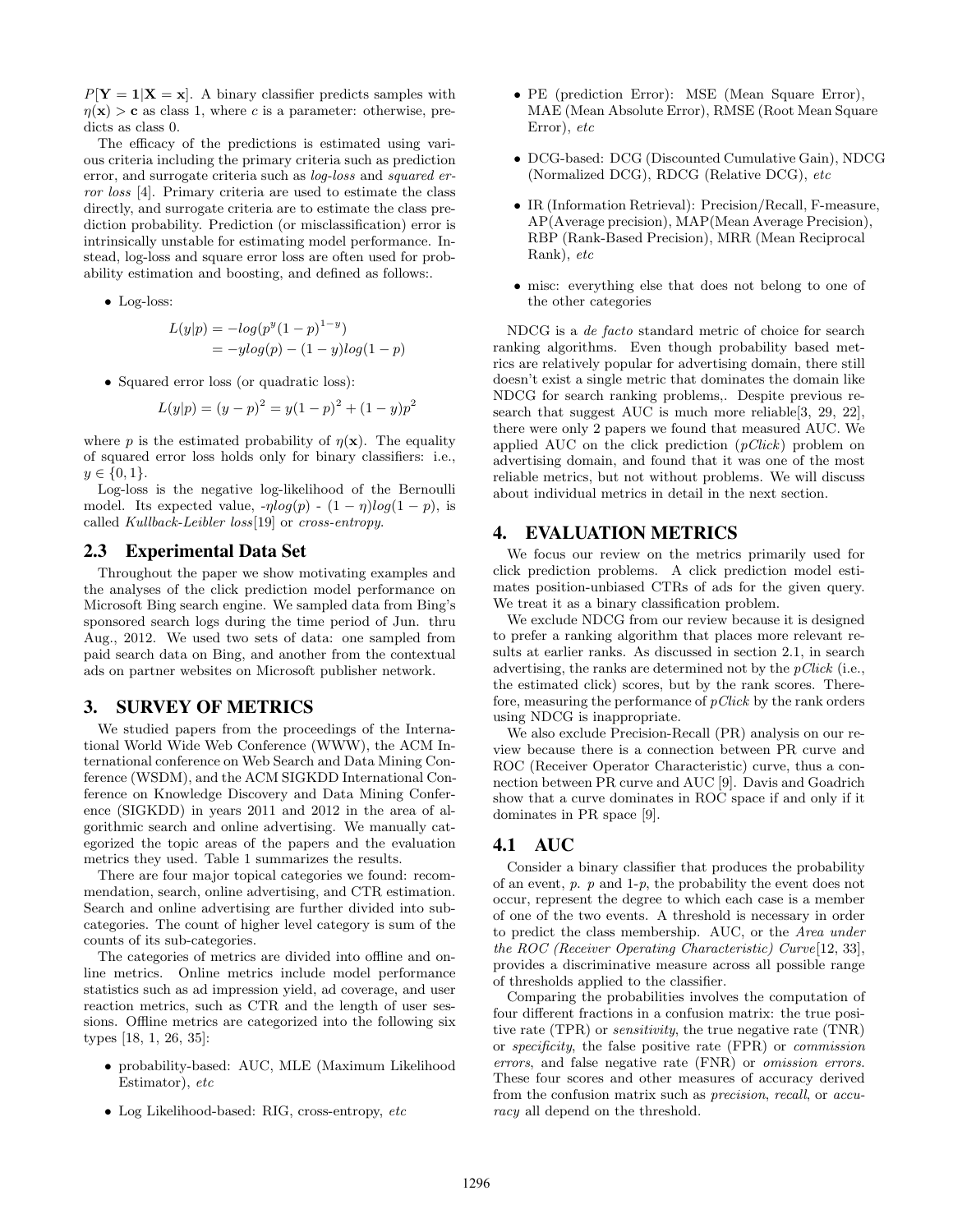$P[\mathbf{Y} = \mathbf{1}|\mathbf{X} = \mathbf{x}]$. A binary classifier predicts samples with $\eta(\mathbf{x}) > \mathbf{c}$ as class 1, where $c$ is a parameter: otherwise, predicts as class 0.

The efficacy of the predictions is estimated using various criteria including the primary criteria such as prediction error, and surrogate criteria such as *log-loss* and *squared error loss* [4]. Primary criteria are used to estimate the class directly, and surrogate criteria are to estimate the class prediction probability. Prediction (or misclassification) error is intrinsically unstable for estimating model performance. Instead, log-loss and square error loss are often used for probability estimation and boosting, and defined as follows:.

- Log-loss:

$$
\begin{aligned}
L(y|p) &= -log(p^y(1-p)^{1-y}) \\
&= -ylog(p) - (1-y)log(1-p)
\end{aligned}
$$

- Squared error loss (or quadratic loss):

$$
L(y|p) = (y-p)^2 = y(1-p)^2 + (1-y)p^2
$$

where $p$ is the estimated probability of $\eta(\mathbf{x})$. The equality of squared error loss holds only for binary classifiers: i.e., $y \in \{0, 1\}$.

Log-loss is the negative log-likelihood of the Bernoulli model. Its expected value, $-\eta log(p)$ - $(1-\eta)log(1-p)$, is called *Kullback-Leibler loss*[19] or *cross-entropy*.

## 2.3 Experimental Data Set

Throughout the paper we show motivating examples and the analyses of the click prediction model performance on Microsoft Bing search engine. We sampled data from Bing's sponsored search logs during the time period of Jun. thru Aug., 2012. We used two sets of data: one sampled from paid search data on Bing, and another from the contextual ads on partner websites on Microsoft publisher network.

# 3. SURVEY OF METRICS

We studied papers from the proceedings of the International World Wide Web Conference (WWW), the ACM International conference on Web Search and Data Mining Conference (WSDM), and the ACM SIGKDD International Conference on Knowledge Discovery and Data Mining Conference (SIGKDD) in years 2011 and 2012 in the area of algorithmic search and online advertising. We manually categorized the topic areas of the papers and the evaluation metrics they used. Table 1 summarizes the results.

There are four major topical categories we found: recommendation, search, online advertising, and CTR estimation. Search and online advertising are further divided into subcategories. The count of higher level category is sum of the counts of its sub-categories.

The categories of metrics are divided into offline and online metrics. Online metrics include model performance statistics such as ad impression yield, ad coverage, and user reaction metrics, such as CTR and the length of user sessions. Offline metrics are categorized into the following six types [18, 1, 26, 35]:

- probability-based: AUC, MLE (Maximum Likelihood Estimator), *etc*
- Log Likelihood-based: RIG, cross-entropy, *etc*
- PE (prediction Error): MSE (Mean Square Error), MAE (Mean Absolute Error), RMSE (Root Mean Square Error), *etc*
- DCG-based: DCG (Discounted Cumulative Gain), NDCG (Normalized DCG), RDCG (Relative DCG), *etc*
- IR (Information Retrieval): Precision/Recall, F-measure, AP(Average precision), MAP(Mean Average Precision), RBP (Rank-Based Precision), MRR (Mean Reciprocal Rank), *etc*
- misc: everything else that does not belong to one of the other categories

NDCG is a *de facto* standard metric of choice for search ranking algorithms. Even though probability based metrics are relatively popular for advertising domain, there still doesn't exist a single metric that dominates the domain like NDCG for search ranking problems,. Despite previous research that suggest AUC is much more reliable[3, 29, 22], there were only 2 papers we found that measured AUC. We applied AUC on the click prediction (*pClick*) problem on advertising domain, and found that it was one of the most reliable metrics, but not without problems. We will discuss about individual metrics in detail in the next section.

# 4. EVALUATION METRICS

We focus our review on the metrics primarily used for click prediction problems. A click prediction model estimates position-unbiased CTRs of ads for the given query. We treat it as a binary classification problem.

We exclude NDCG from our review because it is designed to prefer a ranking algorithm that places more relevant results at earlier ranks. As discussed in section 2.1, in search advertising, the ranks are determined not by the *pClick* (i.e., the estimated click) scores, but by the rank scores. Therefore, measuring the performance of *pClick* by the rank orders using NDCG is inappropriate.

We also exclude Precision-Recall (PR) analysis on our review because there is a connection between PR curve and ROC (Receiver Operator Characteristic) curve, thus a connection between PR curve and AUC [9]. Davis and Goadrich show that a curve dominates in ROC space if and only if it dominates in PR space [9].

## 4.1 AUC

Consider a binary classifier that produces the probability of an event, *p*. *p* and 1-*p*, the probability the event does not occur, represent the degree to which each case is a member of one of the two events. A threshold is necessary in order to predict the class membership. AUC, or the *Area under the ROC (Receiver Operating Characteristic) Curve*[12, 33], provides a discriminative measure across all possible range of thresholds applied to the classifier.

Comparing the probabilities involves the computation of four different fractions in a confusion matrix: the true positive rate (TPR) or *sensitivity*, the true negative rate (TNR) or *specificity*, the false positive rate (FPR) or *commission errors*, and false negative rate (FNR) or *omission errors*. These four scores and other measures of accuracy derived from the confusion matrix such as *precision*, *recall*, or *accuracy* all depend on the threshold.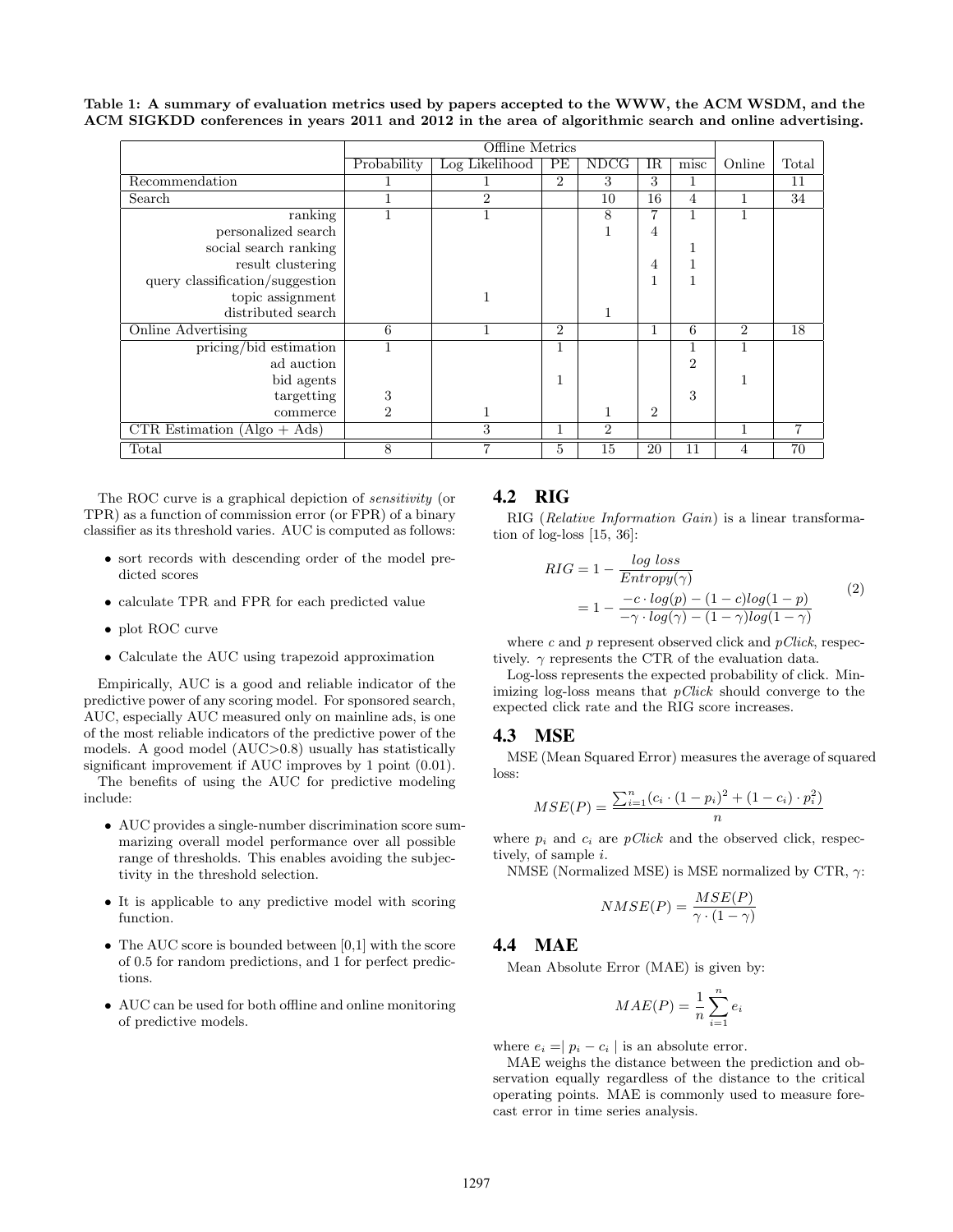**Table 1: A summary of evaluation metrics used by papers accepted to the WWW, the ACM WSDM, and the ACM SIGKDD conferences in years 2011 and 2012 in the area of algorithmic search and online advertising.**

| | Offline Metrics | | | | | | | |
|---|---|---|---|---|---|---|---|---|
| | Probability | Log Likelihood | PE | NDCG | IR | misc | Online | Total |
| Recommendation | 1 | 1 | 2 | 3 | 3 | 1 | | 11 |
| Search | 1 | 2 | | 10 | 16 | 4 | 1 | 34 |
| ranking | 1 | 1 | | 8 | 7 | 1 | 1 | |
| personalized search | | | | 1 | 4 | | | |
| social search ranking | | | | | | 1 | | |
| result clustering | | | | | 4 | 1 | | |
| query classification/suggestion | | | | | 1 | 1 | | |
| topic assignment | | 1 | | | | | | |
| distributed search | | | | 1 | | | | |
| Online Advertising | 6 | 1 | 2 | | 1 | 6 | 2 | 18 |
| pricing/bid estimation | 1 | | 1 | | | 1 | 1 | |
| ad auction | | | | | | 2 | | |
| bid agents | | | 1 | | | | 1 | |
| targetting | 3 | | | | | 3 | | |
| commerce | 2 | 1 | | 1 | 2 | | | |
| CTR Estimation (Algo + Ads) | | 3 | 1 | 2 | | | 1 | 7 |
| Total | 8 | 7 | 5 | 15 | 20 | 11 | 4 | 70 |

The ROC curve is a graphical depiction of *sensitivity* (or TPR) as a function of commission error (or FPR) of a binary classifier as its threshold varies. AUC is computed as follows:

- sort records with descending order of the model predicted scores
- calculate TPR and FPR for each predicted value
- plot ROC curve
- Calculate the AUC using trapezoid approximation

Empirically, AUC is a good and reliable indicator of the predictive power of any scoring model. For sponsored search, AUC, especially AUC measured only on mainline ads, is one of the most reliable indicators of the predictive power of the models. A good model (AUC>0.8) usually has statistically significant improvement if AUC improves by 1 point (0.01).

The benefits of using the AUC for predictive modeling include:

- AUC provides a single-number discrimination score summarizing overall model performance over all possible range of thresholds. This enables avoiding the subjectivity in the threshold selection.
- It is applicable to any predictive model with scoring function.
- The AUC score is bounded between [0,1] with the score of 0.5 for random predictions, and 1 for perfect predictions.
- AUC can be used for both offline and online monitoring of predictive models.

## 4.2 RIG

RIG (*Relative Information Gain*) is a linear transformation of log-loss [15, 36]:

$$
\begin{aligned}
RIG &= 1 - \frac{log\ loss}{Entropy(\gamma)} \\
&= 1 - \frac{-c \cdot log(p) - (1-c)log(1-p)}{-\gamma \cdot log(\gamma) - (1-\gamma)log(1-\gamma)}
\end{aligned}
\tag{2}
$$

where $c$ and $p$ represent observed click and *pClick*, respectively. $\gamma$ represents the CTR of the evaluation data.

Log-loss represents the expected probability of click. Minimizing log-loss means that *pClick* should converge to the expected click rate and the RIG score increases.

## 4.3 MSE

MSE (Mean Squared Error) measures the average of squared loss:

$$
MSE(P) = \frac{\sum_{i=1}^{n}(c_i \cdot (1-p_i)^2 + (1-c_i) \cdot p_i^2)}{n}
$$

where $p_i$ and $c_i$ are *pClick* and the observed click, respectively, of sample $i$.

NMSE (Normalized MSE) is MSE normalized by CTR, $\gamma$:

$$
NMSE(P) = \frac{MSE(P)}{\gamma \cdot (1-\gamma)}
$$

## 4.4 MAE

Mean Absolute Error (MAE) is given by:

$$
MAE(P) = \frac{1}{n}\sum_{i=1}^{n} e_i
$$

where $e_i = | p_i - c_i |$ is an absolute error.

MAE weighs the distance between the prediction and observation equally regardless of the distance to the critical operating points. MAE is commonly used to measure forecast error in time series analysis.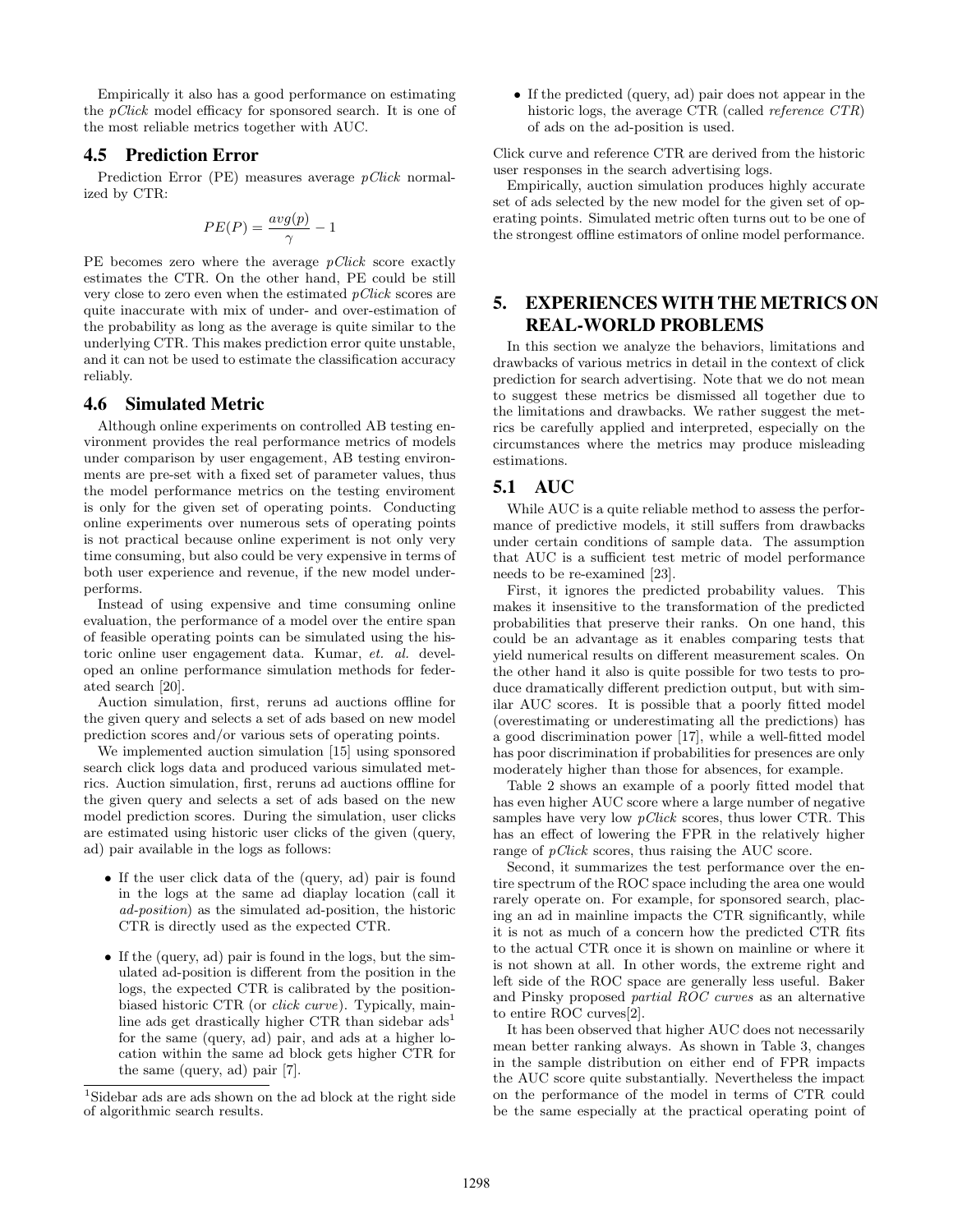Empirically it also has a good performance on estimating the *pClick* model efficacy for sponsored search. It is one of the most reliable metrics together with AUC.

## 4.5 Prediction Error

Prediction Error (PE) measures average *pClick* normalized by CTR:

$$PE(P) = \frac{avg(p)}{\gamma} - 1$$

PE becomes zero where the average *pClick* score exactly estimates the CTR. On the other hand, PE could be still very close to zero even when the estimated *pClick* scores are quite inaccurate with mix of under- and over-estimation of the probability as long as the average is quite similar to the underlying CTR. This makes prediction error quite unstable, and it can not be used to estimate the classification accuracy reliably.

## 4.6 Simulated Metric

Although online experiments on controlled AB testing environment provides the real performance metrics of models under comparison by user engagement, AB testing environments are pre-set with a fixed set of parameter values, thus the model performance metrics on the testing enviroment is only for the given set of operating points. Conducting online experiments over numerous sets of operating points is not practical because online experiment is not only very time consuming, but also could be very expensive in terms of both user experience and revenue, if the new model underperforms.

Instead of using expensive and time consuming online evaluation, the performance of a model over the entire span of feasible operating points can be simulated using the historic online user engagement data. Kumar, *et. al.* developed an online performance simulation methods for federated search [20].

Auction simulation, first, reruns ad auctions offline for the given query and selects a set of ads based on new model prediction scores and/or various sets of operating points.

We implemented auction simulation [15] using sponsored search click logs data and produced various simulated metrics. Auction simulation, first, reruns ad auctions offline for the given query and selects a set of ads based on the new model prediction scores. During the simulation, user clicks are estimated using historic user clicks of the given (query, ad) pair available in the logs as follows:

- If the user click data of the (query, ad) pair is found in the logs at the same ad diaplay location (call it *ad-position*) as the simulated ad-position, the historic CTR is directly used as the expected CTR.
- If the (query, ad) pair is found in the logs, but the simulated ad-position is different from the position in the logs, the expected CTR is calibrated by the position-biased historic CTR (or *click curve*). Typically, mainline ads get drastically higher CTR than sidebar ads[1] for the same (query, ad) pair, and ads at a higher location within the same ad block gets higher CTR for the same (query, ad) pair [7].
- If the predicted (query, ad) pair does not appear in the historic logs, the average CTR (called *reference CTR*) of ads on the ad-position is used.

Click curve and reference CTR are derived from the historic user responses in the search advertising logs.

Empirically, auction simulation produces highly accurate set of ads selected by the new model for the given set of operating points. Simulated metric often turns out to be one of the strongest offline estimators of online model performance.

[1] Sidebar ads are ads shown on the ad block at the right side of algorithmic search results.

# 5. EXPERIENCES WITH THE METRICS ON REAL-WORLD PROBLEMS

In this section we analyze the behaviors, limitations and drawbacks of various metrics in detail in the context of click prediction for search advertising. Note that we do not mean to suggest these metrics be dismissed all together due to the limitations and drawbacks. We rather suggest the metrics be carefully applied and interpreted, especially on the circumstances where the metrics may produce misleading estimations.

## 5.1 AUC

While AUC is a quite reliable method to assess the performance of predictive models, it still suffers from drawbacks under certain conditions of sample data. The assumption that AUC is a sufficient test metric of model performance needs to be re-examined [23].

First, it ignores the predicted probability values. This makes it insensitive to the transformation of the predicted probabilities that preserve their ranks. On one hand, this could be an advantage as it enables comparing tests that yield numerical results on different measurement scales. On the other hand it also is quite possible for two tests to produce dramatically different prediction output, but with similar AUC scores. It is possible that a poorly fitted model (overestimating or underestimating all the predictions) has a good discrimination power [17], while a well-fitted model has poor discrimination if probabilities for presences are only moderately higher than those for absences, for example.

Table 2 shows an example of a poorly fitted model that has even higher AUC score where a large number of negative samples have very low *pClick* scores, thus lower CTR. This has an effect of lowering the FPR in the relatively higher range of *pClick* scores, thus raising the AUC score.

Second, it summarizes the test performance over the entire spectrum of the ROC space including the area one would rarely operate on. For example, for sponsored search, placing an ad in mainline impacts the CTR significantly, while it is not as much of a concern how the predicted CTR fits to the actual CTR once it is shown on mainline or where it is not shown at all. In other words, the extreme right and left side of the ROC space are generally less useful. Baker and Pinsky proposed *partial ROC curves* as an alternative to entire ROC curves[2].

It has been observed that higher AUC does not necessarily mean better ranking always. As shown in Table 3, changes in the sample distribution on either end of FPR impacts the AUC score quite substantially. Nevertheless the impact on the performance of the model in terms of CTR could be the same especially at the practical operating point of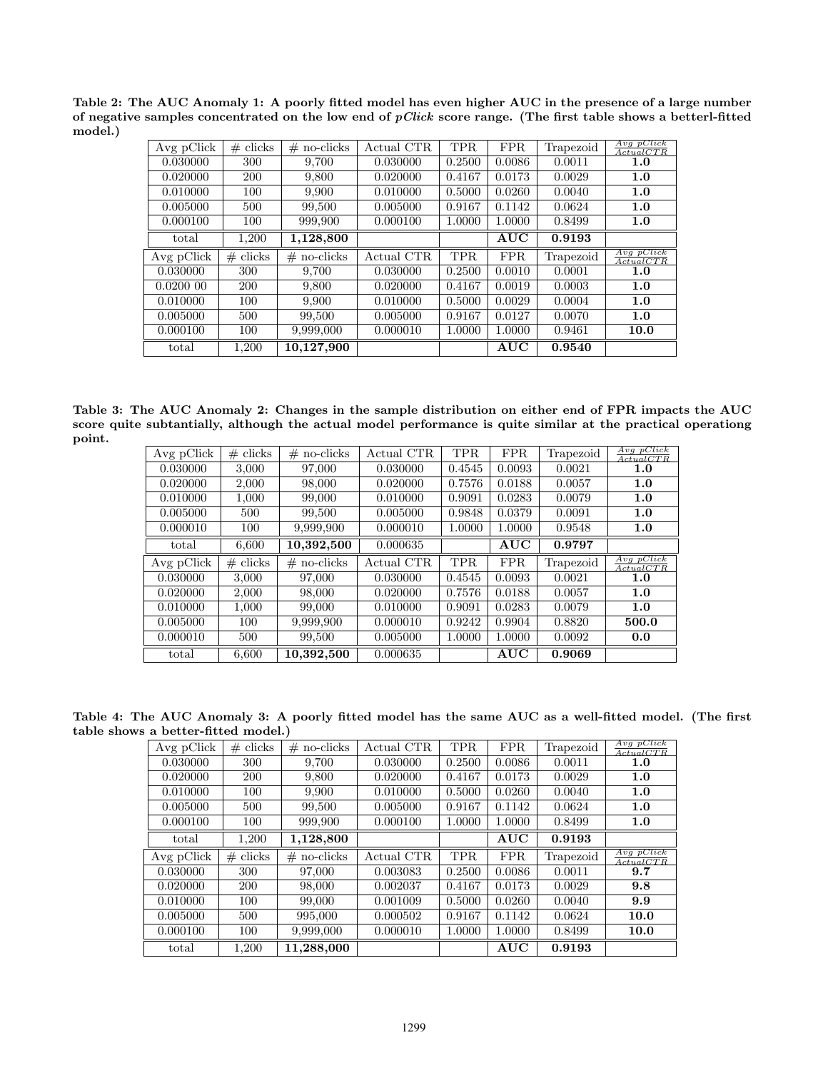**Table 2: The AUC Anomaly 1: A poorly fitted model has even higher AUC in the presence of a large number of negative samples concentrated on the low end of *pClick* score range. (The first table shows a betterl-fitted model.)**

| Avg pClick | # clicks | # no-clicks | Actual CTR | TPR | FPR | Trapezoid | $\frac{Avg\ pClick}{ActualCTR}$ |
|---|---|---|---|---|---|---|---|
| 0.030000 | 300 | 9,700 | 0.030000 | 0.2500 | 0.0086 | 0.0011 | **1.0** |
| 0.020000 | 200 | 9,800 | 0.020000 | 0.4167 | 0.0173 | 0.0029 | **1.0** |
| 0.010000 | 100 | 9,900 | 0.010000 | 0.5000 | 0.0260 | 0.0040 | **1.0** |
| 0.005000 | 500 | 99,500 | 0.005000 | 0.9167 | 0.1142 | 0.0624 | **1.0** |
| 0.000100 | 100 | 999,900 | 0.000100 | 1.0000 | 1.0000 | 0.8499 | **1.0** |
| total | 1,200 | **1,128,800** | | | **AUC** | **0.9193** | |
| Avg pClick | # clicks | # no-clicks | Actual CTR | TPR | FPR | Trapezoid | $\frac{Avg\ pClick}{ActualCTR}$ |
| 0.030000 | 300 | 9,700 | 0.030000 | 0.2500 | 0.0010 | 0.0001 | **1.0** |
| 0.0200 00 | 200 | 9,800 | 0.020000 | 0.4167 | 0.0019 | 0.0003 | **1.0** |
| 0.010000 | 100 | 9,900 | 0.010000 | 0.5000 | 0.0029 | 0.0004 | **1.0** |
| 0.005000 | 500 | 99,500 | 0.005000 | 0.9167 | 0.0127 | 0.0070 | **1.0** |
| 0.000100 | 100 | 9,999,000 | 0.000010 | 1.0000 | 1.0000 | 0.9461 | **10.0** |
| total | 1,200 | **10,127,900** | | | **AUC** | **0.9540** | |

**Table 3: The AUC Anomaly 2: Changes in the sample distribution on either end of FPR impacts the AUC score quite subtantially, although the actual model performance is quite similar at the practical operationg point.**

| Avg pClick | # clicks | # no-clicks | Actual CTR | TPR | FPR | Trapezoid | $\frac{Avg\ pClick}{ActualCTR}$ |
|---|---|---|---|---|---|---|---|
| 0.030000 | 3,000 | 97,000 | 0.030000 | 0.4545 | 0.0093 | 0.0021 | **1.0** |
| 0.020000 | 2,000 | 98,000 | 0.020000 | 0.7576 | 0.0188 | 0.0057 | **1.0** |
| 0.010000 | 1,000 | 99,000 | 0.010000 | 0.9091 | 0.0283 | 0.0079 | **1.0** |
| 0.005000 | 500 | 99,500 | 0.005000 | 0.9848 | 0.0379 | 0.0091 | **1.0** |
| 0.000010 | 100 | 9,999,900 | 0.000010 | 1.0000 | 1.0000 | 0.9548 | **1.0** |
| total | 6,600 | **10,392,500** | 0.000635 | | **AUC** | **0.9797** | |
| Avg pClick | # clicks | # no-clicks | Actual CTR | TPR | FPR | Trapezoid | $\frac{Avg\ pClick}{ActualCTR}$ |
| 0.030000 | 3,000 | 97,000 | 0.030000 | 0.4545 | 0.0093 | 0.0021 | **1.0** |
| 0.020000 | 2,000 | 98,000 | 0.020000 | 0.7576 | 0.0188 | 0.0057 | **1.0** |
| 0.010000 | 1,000 | 99,000 | 0.010000 | 0.9091 | 0.0283 | 0.0079 | **1.0** |
| 0.005000 | 100 | 9,999,900 | 0.000010 | 0.9242 | 0.9904 | 0.8820 | **500.0** |
| 0.000010 | 500 | 99,500 | 0.005000 | 1.0000 | 1.0000 | 0.0092 | **0.0** |
| total | 6,600 | **10,392,500** | 0.000635 | | **AUC** | **0.9069** | |

**Table 4: The AUC Anomaly 3: A poorly fitted model has the same AUC as a well-fitted model. (The first table shows a better-fitted model.)**

| Avg pClick | # clicks | # no-clicks | Actual CTR | TPR | FPR | Trapezoid | $\frac{Avg\ pClick}{ActualCTR}$ |
|---|---|---|---|---|---|---|---|
| 0.030000 | 300 | 9,700 | 0.030000 | 0.2500 | 0.0086 | 0.0011 | **1.0** |
| 0.020000 | 200 | 9,800 | 0.020000 | 0.4167 | 0.0173 | 0.0029 | **1.0** |
| 0.010000 | 100 | 9,900 | 0.010000 | 0.5000 | 0.0260 | 0.0040 | **1.0** |
| 0.005000 | 500 | 99,500 | 0.005000 | 0.9167 | 0.1142 | 0.0624 | **1.0** |
| 0.000100 | 100 | 999,900 | 0.000100 | 1.0000 | 1.0000 | 0.8499 | **1.0** |
| total | 1,200 | **1,128,800** | | | **AUC** | **0.9193** | |
| Avg pClick | # clicks | # no-clicks | Actual CTR | TPR | FPR | Trapezoid | $\frac{Avg\ pClick}{ActualCTR}$ |
| 0.030000 | 300 | 97,000 | 0.003083 | 0.2500 | 0.0086 | 0.0011 | **9.7** |
| 0.020000 | 200 | 98,000 | 0.002037 | 0.4167 | 0.0173 | 0.0029 | **9.8** |
| 0.010000 | 100 | 99,000 | 0.001009 | 0.5000 | 0.0260 | 0.0040 | **9.9** |
| 0.005000 | 500 | 995,000 | 0.000502 | 0.9167 | 0.1142 | 0.0624 | **10.0** |
| 0.000100 | 100 | 9,999,000 | 0.000010 | 1.0000 | 1.0000 | 0.8499 | **10.0** |
| total | 1,200 | **11,288,000** | | | **AUC** | **0.9193** | |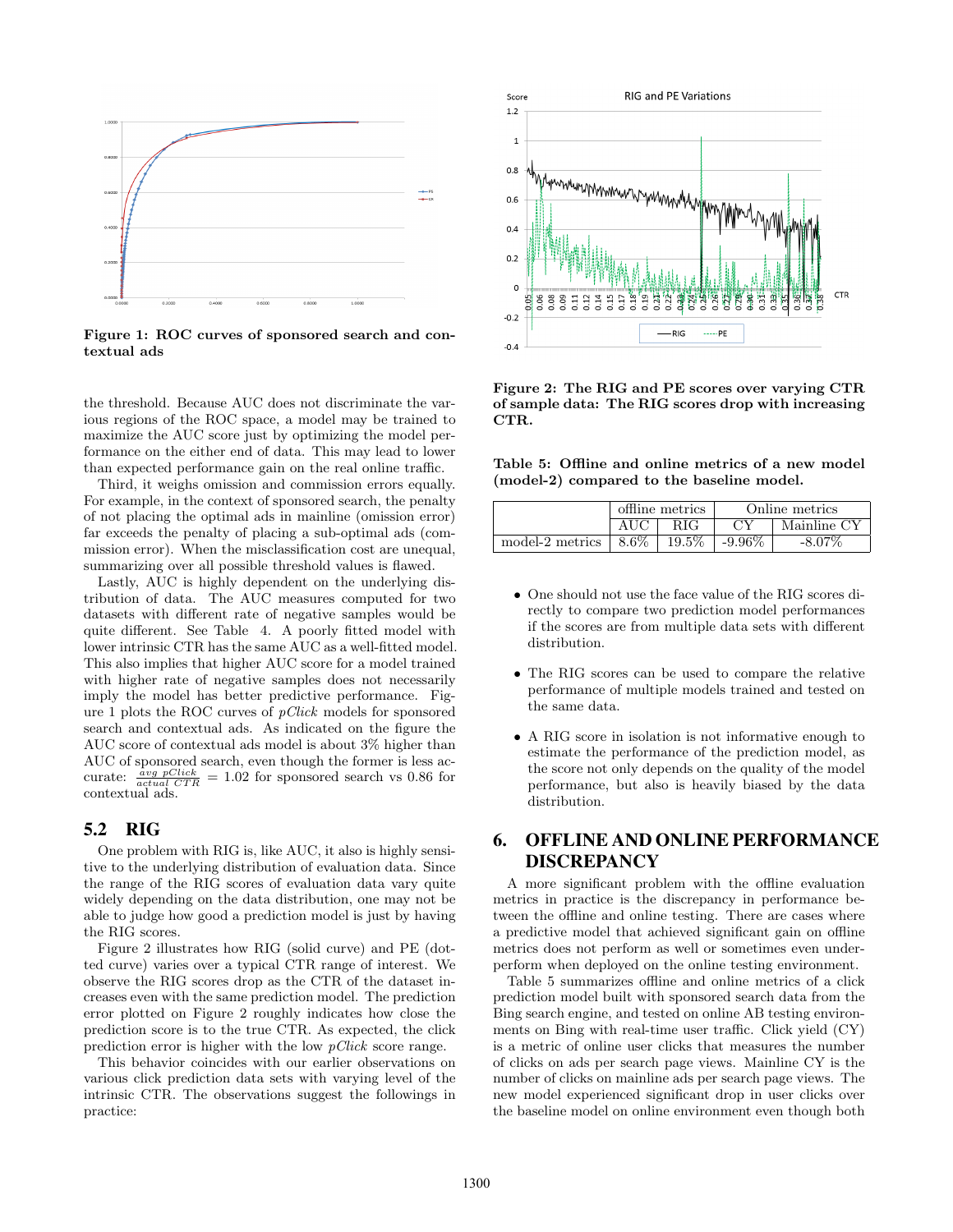**Figure 1: ROC curves of sponsored search and contextual ads**

the threshold. Because AUC does not discriminate the various regions of the ROC space, a model may be trained to maximize the AUC score just by optimizing the model performance on the either end of data. This may lead to lower than expected performance gain on the real online traffic.

Third, it weighs omission and commission errors equally. For example, in the context of sponsored search, the penalty of not placing the optimal ads in mainline (omission error) far exceeds the penalty of placing a sub-optimal ads (commission error). When the misclassification cost are unequal, summarizing over all possible threshold values is flawed.

Lastly, AUC is highly dependent on the underlying distribution of data. The AUC measures computed for two datasets with different rate of negative samples would be quite different. See Table 4. A poorly fitted model with lower intrinsic CTR has the same AUC as a well-fitted model. This also implies that higher AUC score for a model trained with higher rate of negative samples does not necessarily imply the model has better predictive performance. Figure 1 plots the ROC curves of *pClick* models for sponsored search and contextual ads. As indicated on the figure the AUC score of contextual ads model is about 3% higher than AUC of sponsored search, even though the former is less accurate: $\frac{avg\ pClick}{actual\ CTR} = 1.02$ for sponsored search vs 0.86 for contextual ads.

## 5.2 RIG

One problem with RIG is, like AUC, it also is highly sensitive to the underlying distribution of evaluation data. Since the range of the RIG scores of evaluation data vary quite widely depending on the data distribution, one may not be able to judge how good a prediction model is just by having the RIG scores.

Figure 2 illustrates how RIG (solid curve) and PE (dotted curve) varies over a typical CTR range of interest. We observe the RIG scores drop as the CTR of the dataset increases even with the same prediction model. The prediction error plotted on Figure 2 roughly indicates how close the prediction score is to the true CTR. As expected, the click prediction error is higher with the low *pClick* score range.

This behavior coincides with our earlier observations on various click prediction data sets with varying level of the intrinsic CTR. The observations suggest the followings in practice:

**Figure 2: The RIG and PE scores over varying CTR of sample data: The RIG scores drop with increasing CTR.**

**Table 5: Offline and online metrics of a new model (model-2) compared to the baseline model.**

| | offline metrics | | Online metrics | |
|---|---|---|---|---|
| | AUC | RIG | CY | Mainline CY |
| model-2 metrics | 8.6% | 19.5% | -9.96% | -8.07% |

- One should not use the face value of the RIG scores directly to compare two prediction model performances if the scores are from multiple data sets with different distribution.
- The RIG scores can be used to compare the relative performance of multiple models trained and tested on the same data.
- A RIG score in isolation is not informative enough to estimate the performance of the prediction model, as the score not only depends on the quality of the model performance, but also is heavily biased by the data distribution.

# 6. OFFLINE AND ONLINE PERFORMANCE DISCREPANCY

A more significant problem with the offline evaluation metrics in practice is the discrepancy in performance between the offline and online testing. There are cases where a predictive model that achieved significant gain on offline metrics does not perform as well or sometimes even underperform when deployed on the online testing environment.

Table 5 summarizes offline and online metrics of a click prediction model built with sponsored search data from the Bing search engine, and tested on online AB testing environments on Bing with real-time user traffic. Click yield (CY) is a metric of online user clicks that measures the number of clicks on ads per search page views. Mainline CY is the number of clicks on mainline ads per search page views. The new model experienced significant drop in user clicks over the baseline model on online environment even though both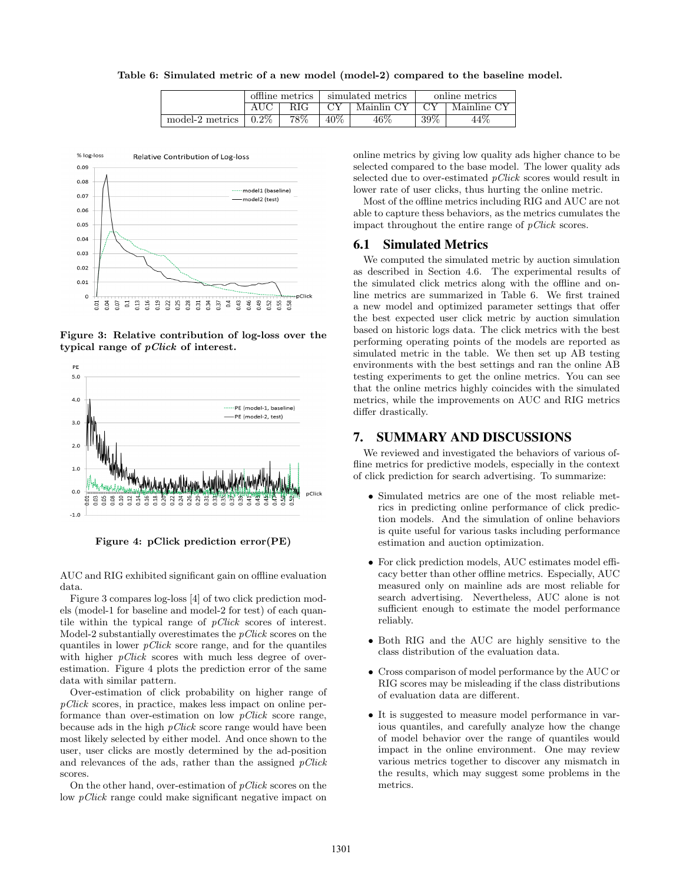**Table 6: Simulated metric of a new model (model-2) compared to the baseline model.**

| | offline metrics | | simulated metrics | | online metrics | |
|---|---|---|---|---|---|---|
| | AUC | RIG | CY | Mainlin CY | CY | Mainline CY |
| model-2 metrics | 0.2% | 78% | 40% | 46% | 39% | 44% |

**Figure 3: Relative contribution of log-loss over the typical range of *pClick* of interest.**

**Figure 4: pClick prediction error(PE)**

AUC and RIG exhibited significant gain on offline evaluation data.

Figure 3 compares log-loss [4] of two click prediction models (model-1 for baseline and model-2 for test) of each quantile within the typical range of *pClick* scores of interest. Model-2 substantially overestimates the *pClick* scores on the quantiles in lower *pClick* score range, and for the quantiles with higher *pClick* scores with much less degree of overestimation. Figure 4 plots the prediction error of the same data with similar pattern.

Over-estimation of click probability on higher range of *pClick* scores, in practice, makes less impact on online performance than over-estimation on low *pClick* score range, because ads in the high *pClick* score range would have been most likely selected by either model. And once shown to the user, user clicks are mostly determined by the ad-position and relevances of the ads, rather than the assigned *pClick* scores.

On the other hand, over-estimation of *pClick* scores on the low *pClick* range could make significant negative impact on online metrics by giving low quality ads higher chance to be selected compared to the base model. The lower quality ads selected due to over-estimated *pClick* scores would result in lower rate of user clicks, thus hurting the online metric.

Most of the offline metrics including RIG and AUC are not able to capture thess behaviors, as the metrics cumulates the impact throughout the entire range of *pClick* scores.

## 6.1 Simulated Metrics

We computed the simulated metric by auction simulation as described in Section 4.6. The experimental results of the simulated click metrics along with the offline and online metrics are summarized in Table 6. We first trained a new model and optimized parameter settings that offer the best expected user click metric by auction simulation based on historic logs data. The click metrics with the best performing operating points of the models are reported as simulated metric in the table. We then set up AB testing environments with the best settings and ran the online AB testing experiments to get the online metrics. You can see that the online metrics highly coincides with the simulated metrics, while the improvements on AUC and RIG metrics differ drastically.

# 7. SUMMARY AND DISCUSSIONS

We reviewed and investigated the behaviors of various offline metrics for predictive models, especially in the context of click prediction for search advertising. To summarize:

- Simulated metrics are one of the most reliable metrics in predicting online performance of click prediction models. And the simulation of online behaviors is quite useful for various tasks including performance estimation and auction optimization.
- For click prediction models, AUC estimates model efficacy better than other offline metrics. Especially, AUC measured only on mainline ads are most reliable for search advertising. Nevertheless, AUC alone is not sufficient enough to estimate the model performance reliably.
- Both RIG and the AUC are highly sensitive to the class distribution of the evaluation data.
- Cross comparison of model performance by the AUC or RIG scores may be misleading if the class distributions of evaluation data are different.
- It is suggested to measure model performance in various quantiles, and carefully analyze how the change of model behavior over the range of quantiles would impact in the online environment. One may review various metrics together to discover any mismatch in the results, which may suggest some problems in the metrics.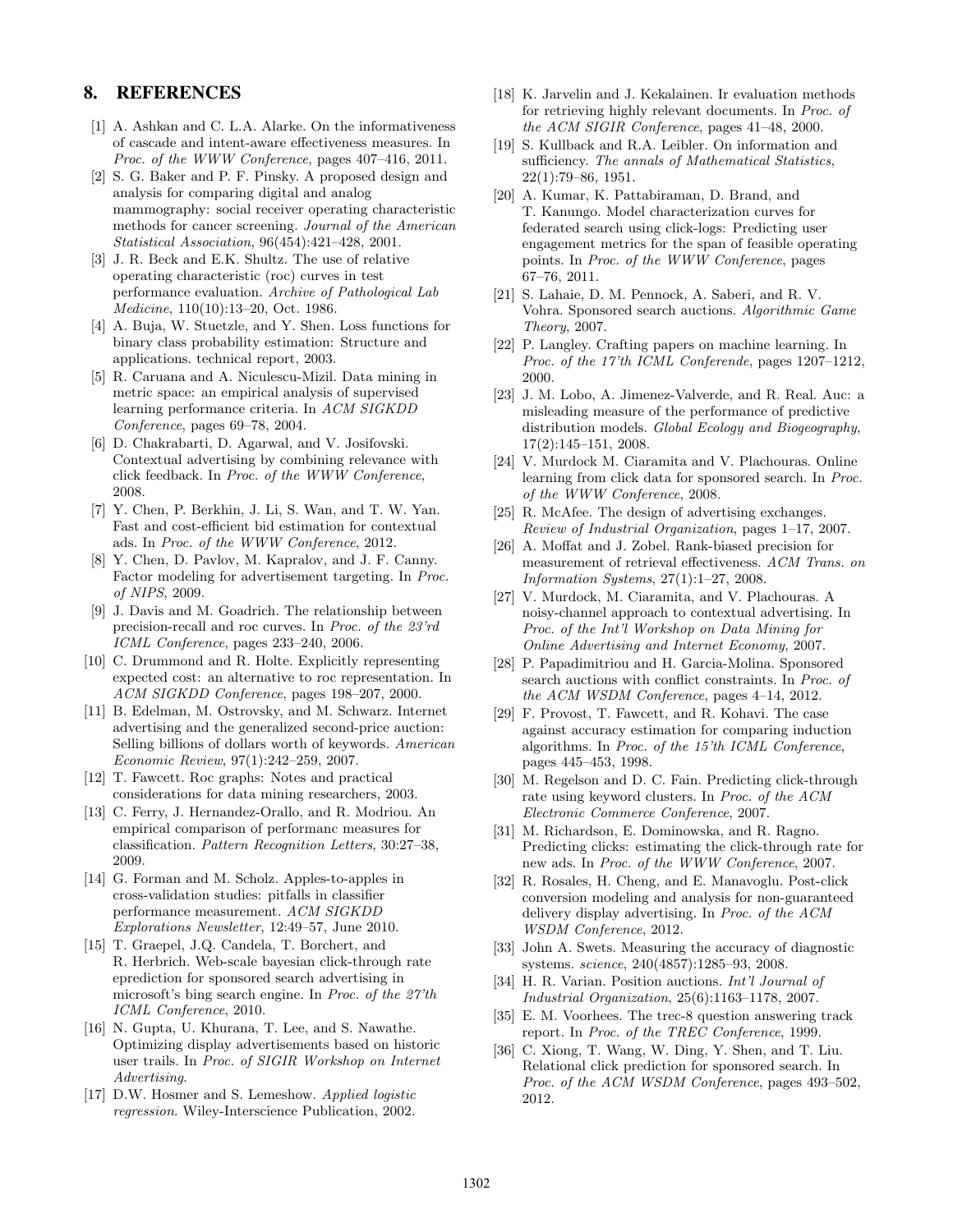## 8. REFERENCES

[1] A. Ashkan and C. L.A. Alarke. On the informativeness of cascade and intent-aware effectiveness measures. In *Proc. of the WWW Conference*, pages 407–416, 2011.

[2] S. G. Baker and P. F. Pinsky. A proposed design and analysis for comparing digital and analog mammography: social receiver operating characteristic methods for cancer screening. *Journal of the American Statistical Association*, 96(454):421–428, 2001.

[3] J. R. Beck and E.K. Shultz. The use of relative operating characteristic (roc) curves in test performance evaluation. *Archive of Pathological Lab Medicine*, 110(10):13–20, Oct. 1986.

[4] A. Buja, W. Stuetzle, and Y. Shen. Loss functions for binary class probability estimation: Structure and applications. technical report, 2003.

[5] R. Caruana and A. Niculescu-Mizil. Data mining in metric space: an empirical analysis of supervised learning performance criteria. In *ACM SIGKDD Conference*, pages 69–78, 2004.

[6] D. Chakrabarti, D. Agarwal, and V. Josifovski. Contextual advertising by combining relevance with click feedback. In *Proc. of the WWW Conference*, 2008.

[7] Y. Chen, P. Berkhin, J. Li, S. Wan, and T. W. Yan. Fast and cost-efficient bid estimation for contextual ads. In *Proc. of the WWW Conference*, 2012.

[8] Y. Chen, D. Pavlov, M. Kapralov, and J. F. Canny. Factor modeling for advertisement targeting. In *Proc. of NIPS*, 2009.

[9] J. Davis and M. Goadrich. The relationship between precision-recall and roc curves. In *Proc. of the 23'rd ICML Conference*, pages 233–240, 2006.

[10] C. Drummond and R. Holte. Explicitly representing expected cost: an alternative to roc representation. In *ACM SIGKDD Conference*, pages 198–207, 2000.

[11] B. Edelman, M. Ostrovsky, and M. Schwarz. Internet advertising and the generalized second-price auction: Selling billions of dollars worth of keywords. *American Economic Review*, 97(1):242–259, 2007.

[12] T. Fawcett. Roc graphs: Notes and practical considerations for data mining researchers, 2003.

[13] C. Ferry, J. Hernandez-Orallo, and R. Modriou. An empirical comparison of performanc measures for classification. *Pattern Recognition Letters*, 30:27–38, 2009.

[14] G. Forman and M. Scholz. Apples-to-apples in cross-validation studies: pitfalls in classifier performance measurement. *ACM SIGKDD Explorations Newsletter*, 12:49–57, June 2010.

[15] T. Graepel, J.Q. Candela, T. Borchert, and R. Herbrich. Web-scale bayesian click-through rate eprediction for sponsored search advertising in microsoft's bing search engine. In *Proc. of the 27'th ICML Conference*, 2010.

[16] N. Gupta, U. Khurana, T. Lee, and S. Nawathe. Optimizing display advertisements based on historic user trails. In *Proc. of SIGIR Workshop on Internet Advertising*.

[17] D.W. Hosmer and S. Lemeshow. *Applied logistic regression*. Wiley-Interscience Publication, 2002.

[18] K. Jarvelin and J. Kekalainen. Ir evaluation methods for retrieving highly relevant documents. In *Proc. of the ACM SIGIR Conference*, pages 41–48, 2000.

[19] S. Kullback and R.A. Leibler. On information and sufficiency. *The annals of Mathematical Statistics*, 22(1):79–86, 1951.

[20] A. Kumar, K. Pattabiraman, D. Brand, and T. Kanungo. Model characterization curves for federated search using click-logs: Predicting user engagement metrics for the span of feasible operating points. In *Proc. of the WWW Conference*, pages 67–76, 2011.

[21] S. Lahaie, D. M. Pennock, A. Saberi, and R. V. Vohra. Sponsored search auctions. *Algorithmic Game Theory*, 2007.

[22] P. Langley. Crafting papers on machine learning. In *Proc. of the 17'th ICML Conferende*, pages 1207–1212, 2000.

[23] J. M. Lobo, A. Jimenez-Valverde, and R. Real. Auc: a misleading measure of the performance of predictive distribution models. *Global Ecology and Biogeography*, 17(2):145–151, 2008.

[24] V. Murdock M. Ciaramita and V. Plachouras. Online learning from click data for sponsored search. In *Proc. of the WWW Conference*, 2008.

[25] R. McAfee. The design of advertising exchanges. *Review of Industrial Organization*, pages 1–17, 2007.

[26] A. Moffat and J. Zobel. Rank-biased precision for measurement of retrieval effectiveness. *ACM Trans. on Information Systems*, 27(1):1–27, 2008.

[27] V. Murdock, M. Ciaramita, and V. Plachouras. A noisy-channel approach to contextual advertising. In *Proc. of the Int'l Workshop on Data Mining for Online Advertising and Internet Economy*, 2007.

[28] P. Papadimitriou and H. Garcia-Molina. Sponsored search auctions with conflict constraints. In *Proc. of the ACM WSDM Conference*, pages 4–14, 2012.

[29] F. Provost, T. Fawcett, and R. Kohavi. The case against accuracy estimation for comparing induction algorithms. In *Proc. of the 15'th ICML Conference*, pages 445–453, 1998.

[30] M. Regelson and D. C. Fain. Predicting click-through rate using keyword clusters. In *Proc. of the ACM Electronic Commerce Conference*, 2007.

[31] M. Richardson, E. Dominowska, and R. Ragno. Predicting clicks: estimating the click-through rate for new ads. In *Proc. of the WWW Conference*, 2007.

[32] R. Rosales, H. Cheng, and E. Manavoglu. Post-click conversion modeling and analysis for non-guaranteed delivery display advertising. In *Proc. of the ACM WSDM Conference*, 2012.

[33] John A. Swets. Measuring the accuracy of diagnostic systems. *science*, 240(4857):1285–93, 2008.

[34] H. R. Varian. Position auctions. *Int'l Journal of Industrial Organization*, 25(6):1163–1178, 2007.

[35] E. M. Voorhees. The trec-8 question answering track report. In *Proc. of the TREC Conference*, 1999.

[36] C. Xiong, T. Wang, W. Ding, Y. Shen, and T. Liu. Relational click prediction for sponsored search. In *Proc. of the ACM WSDM Conference*, pages 493–502, 2012.